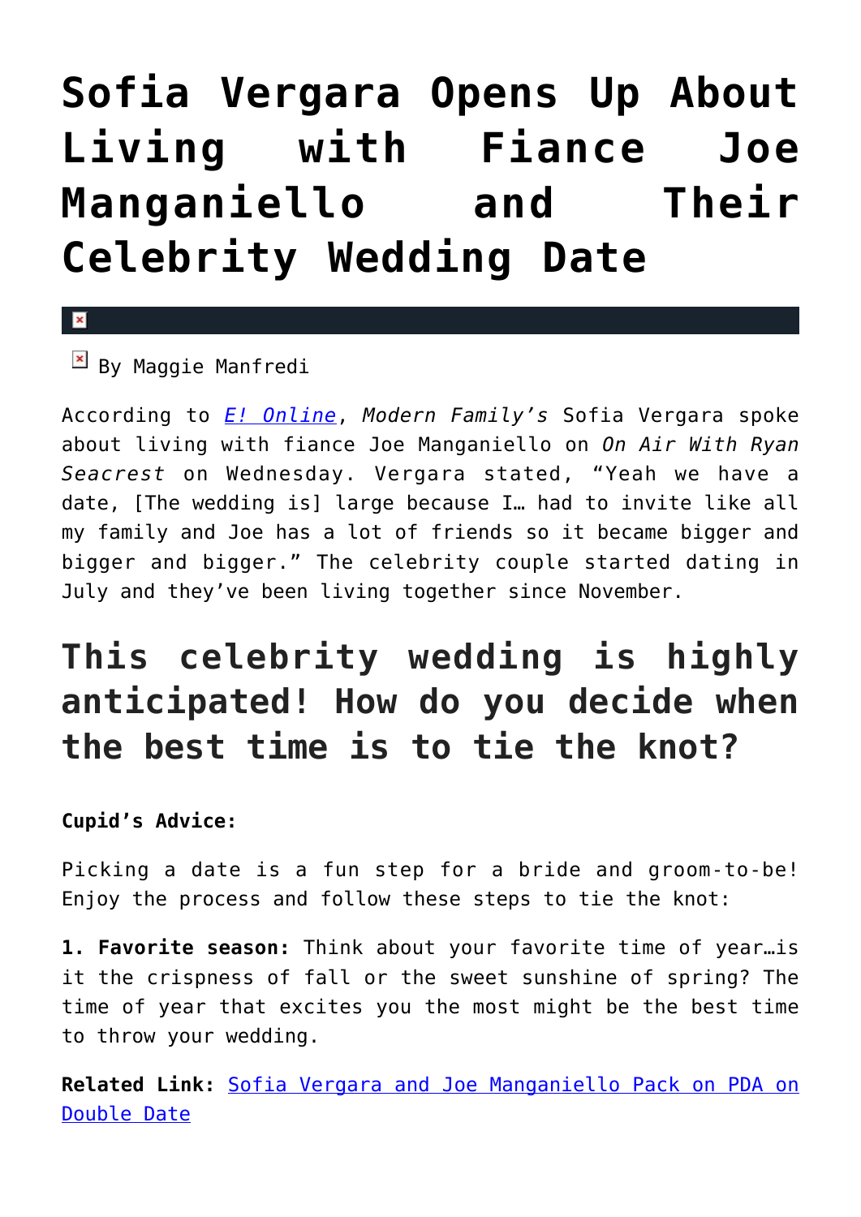# Sofia Vergara Opens Up About Living with Fiance Joe Manganiello and Their Celebrity Wedding Date

By Maggie Manfredi

According to *E! Online*, *Modern Family's* Sofia Vergara spoke about living with fiance Joe Manganiello on *On Air With Ryan Seacrest* on Wednesday. Vergara stated, "Yeah we have a date, [The wedding is] large because I… had to invite like all my family and Joe has a lot of friends so it became bigger and bigger and bigger." The celebrity couple started dating in July and they've been living together since November.

## This celebrity wedding is highly anticipated! How do you decide when the best time is to tie the knot?

**Cupid's Advice:**

Picking a date is a fun step for a bride and groom-to-be! Enjoy the process and follow these steps to tie the knot:

**1. Favorite season:** Think about your favorite time of year…is it the crispness of fall or the sweet sunshine of spring? The time of year that excites you the most might be the best time to throw your wedding.

**Related Link:** Sofia Vergara and Joe Manganiello Pack on PDA on Double Date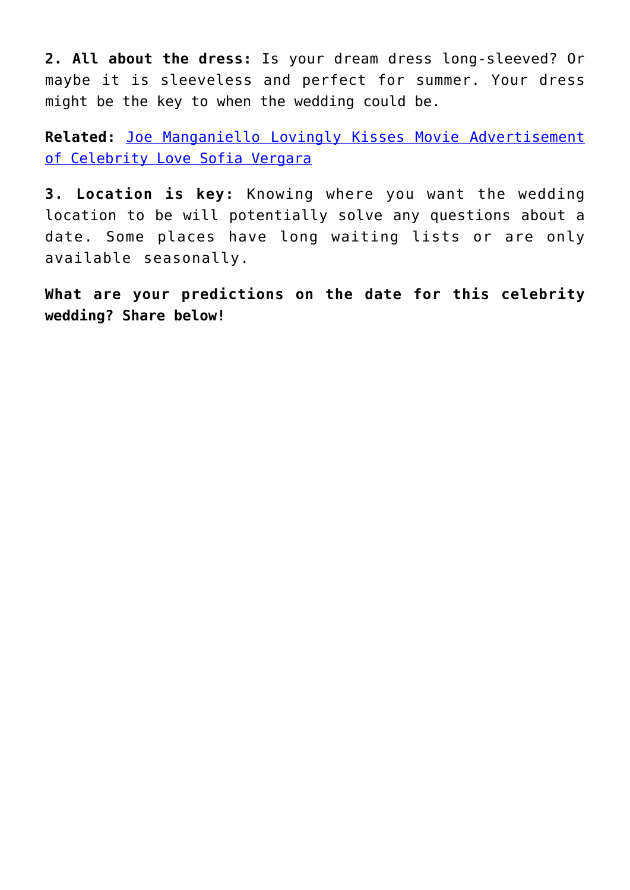**2. All about the dress:** Is your dream dress long-sleeved? Or maybe it is sleeveless and perfect for summer. Your dress might be the key to when the wedding could be.

**Related:** [Joe Manganiello Lovingly Kisses Movie Advertisement of Celebrity Love Sofia Vergara]()

**3. Location is key:** Knowing where you want the wedding location to be will potentially solve any questions about a date. Some places have long waiting lists or are only available seasonally.

**What are your predictions on the date for this celebrity wedding? Share below!**